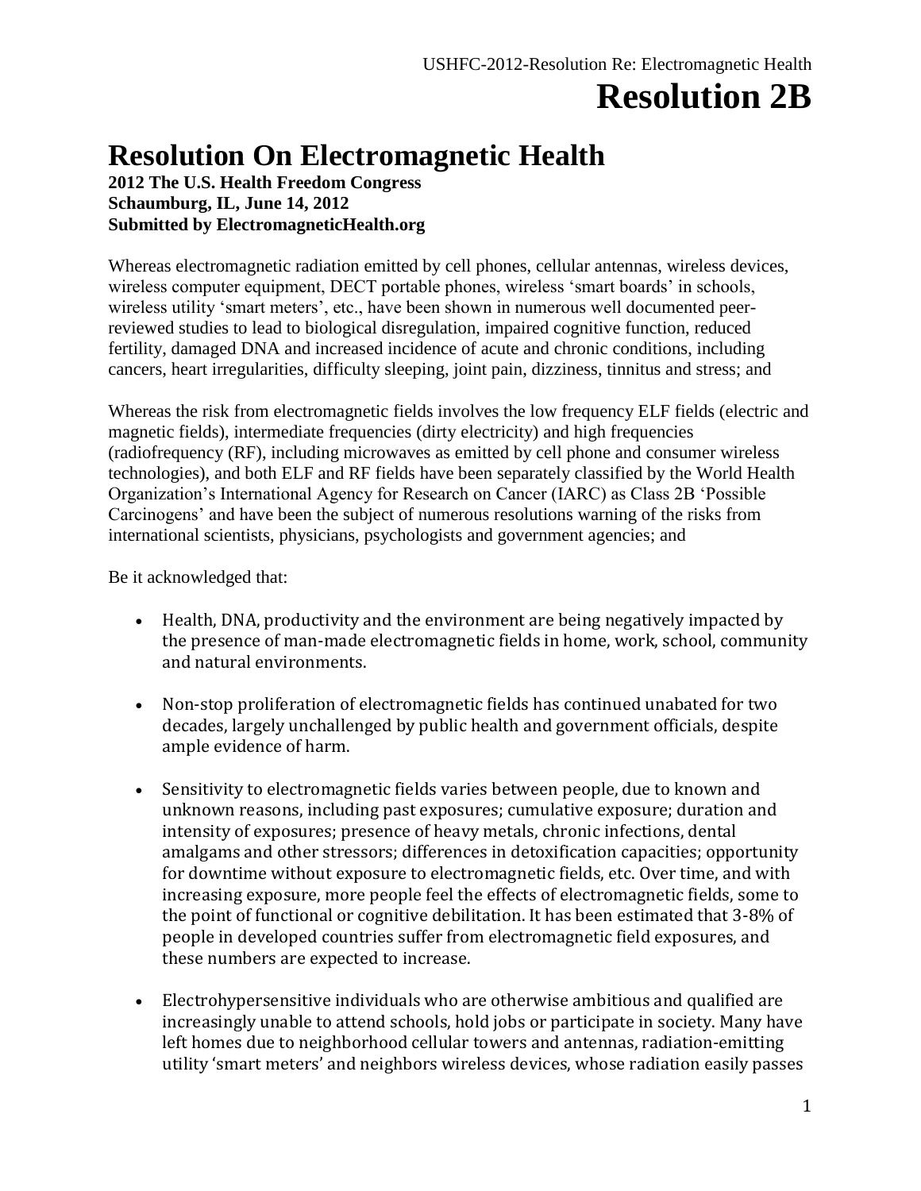# Resolution 2B

# Resolution On Electromagnetic Health

**2012 The U.S. Health Freedom Congress**
**Schaumburg, IL, June 14, 2012**
**Submitted by ElectromagneticHealth.org**

Whereas electromagnetic radiation emitted by cell phones, cellular antennas, wireless devices, wireless computer equipment, DECT portable phones, wireless 'smart boards' in schools, wireless utility 'smart meters', etc., have been shown in numerous well documented peer-reviewed studies to lead to biological disregulation, impaired cognitive function, reduced fertility, damaged DNA and increased incidence of acute and chronic conditions, including cancers, heart irregularities, difficulty sleeping, joint pain, dizziness, tinnitus and stress; and

Whereas the risk from electromagnetic fields involves the low frequency ELF fields (electric and magnetic fields), intermediate frequencies (dirty electricity) and high frequencies (radiofrequency (RF), including microwaves as emitted by cell phone and consumer wireless technologies), and both ELF and RF fields have been separately classified by the World Health Organization's International Agency for Research on Cancer (IARC) as Class 2B 'Possible Carcinogens' and have been the subject of numerous resolutions warning of the risks from international scientists, physicians, psychologists and government agencies; and

Be it acknowledged that:

- Health, DNA, productivity and the environment are being negatively impacted by the presence of man-made electromagnetic fields in home, work, school, community and natural environments.

- Non-stop proliferation of electromagnetic fields has continued unabated for two decades, largely unchallenged by public health and government officials, despite ample evidence of harm.

- Sensitivity to electromagnetic fields varies between people, due to known and unknown reasons, including past exposures; cumulative exposure; duration and intensity of exposures; presence of heavy metals, chronic infections, dental amalgams and other stressors; differences in detoxification capacities; opportunity for downtime without exposure to electromagnetic fields, etc. Over time, and with increasing exposure, more people feel the effects of electromagnetic fields, some to the point of functional or cognitive debilitation. It has been estimated that 3-8% of people in developed countries suffer from electromagnetic field exposures, and these numbers are expected to increase.

- Electrohypersensitive individuals who are otherwise ambitious and qualified are increasingly unable to attend schools, hold jobs or participate in society. Many have left homes due to neighborhood cellular towers and antennas, radiation-emitting utility 'smart meters' and neighbors wireless devices, whose radiation easily passes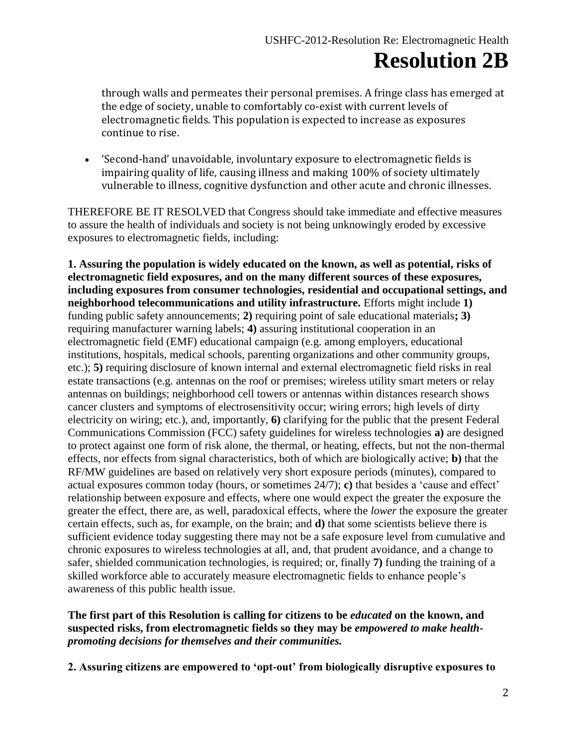through walls and permeates their personal premises. A fringe class has emerged at the edge of society, unable to comfortably co-exist with current levels of electromagnetic fields. This population is expected to increase as exposures continue to rise.

- 'Second-hand' unavoidable, involuntary exposure to electromagnetic fields is impairing quality of life, causing illness and making 100% of society ultimately vulnerable to illness, cognitive dysfunction and other acute and chronic illnesses.

THEREFORE BE IT RESOLVED that Congress should take immediate and effective measures to assure the health of individuals and society is not being unknowingly eroded by excessive exposures to electromagnetic fields, including:

**1. Assuring the population is widely educated on the known, as well as potential, risks of electromagnetic field exposures, and on the many different sources of these exposures, including exposures from consumer technologies, residential and occupational settings, and neighborhood telecommunications and utility infrastructure.** Efforts might include **1)** funding public safety announcements; **2)** requiring point of sale educational materials**; 3)** requiring manufacturer warning labels; **4)** assuring institutional cooperation in an electromagnetic field (EMF) educational campaign (e.g. among employers, educational institutions, hospitals, medical schools, parenting organizations and other community groups, etc.); **5)** requiring disclosure of known internal and external electromagnetic field risks in real estate transactions (e.g. antennas on the roof or premises; wireless utility smart meters or relay antennas on buildings; neighborhood cell towers or antennas within distances research shows cancer clusters and symptoms of electrosensitivity occur; wiring errors; high levels of dirty electricity on wiring; etc.), and, importantly, **6)** clarifying for the public that the present Federal Communications Commission (FCC) safety guidelines for wireless technologies **a)** are designed to protect against one form of risk alone, the thermal, or heating, effects, but not the non-thermal effects, nor effects from signal characteristics, both of which are biologically active; **b)** that the RF/MW guidelines are based on relatively very short exposure periods (minutes), compared to actual exposures common today (hours, or sometimes 24/7); **c)** that besides a 'cause and effect' relationship between exposure and effects, where one would expect the greater the exposure the greater the effect, there are, as well, paradoxical effects, where the *lower* the exposure the greater certain effects, such as, for example, on the brain; and **d)** that some scientists believe there is sufficient evidence today suggesting there may not be a safe exposure level from cumulative and chronic exposures to wireless technologies at all, and, that prudent avoidance, and a change to safer, shielded communication technologies, is required; or, finally **7)** funding the training of a skilled workforce able to accurately measure electromagnetic fields to enhance people's awareness of this public health issue.

**The first part of this Resolution is calling for citizens to be *educated* on the known, and suspected risks, from electromagnetic fields so they may be *empowered to make health-promoting decisions for themselves and their communities.***

**2. Assuring citizens are empowered to 'opt-out' from biologically disruptive exposures to**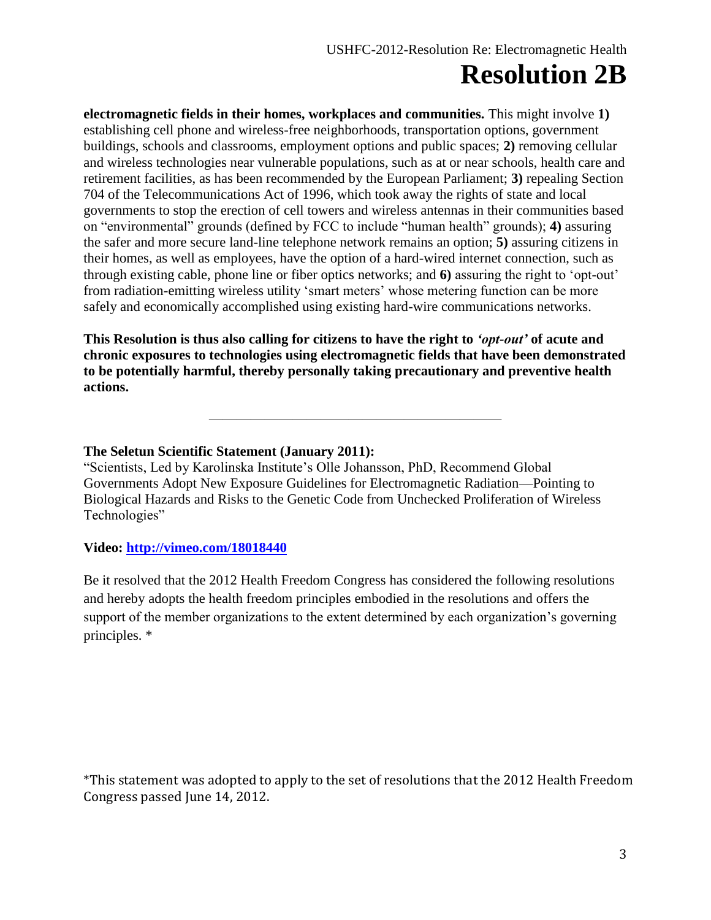**electromagnetic fields in their homes, workplaces and communities.** This might involve **1)** establishing cell phone and wireless-free neighborhoods, transportation options, government buildings, schools and classrooms, employment options and public spaces; **2)** removing cellular and wireless technologies near vulnerable populations, such as at or near schools, health care and retirement facilities, as has been recommended by the European Parliament; **3)** repealing Section 704 of the Telecommunications Act of 1996, which took away the rights of state and local governments to stop the erection of cell towers and wireless antennas in their communities based on "environmental" grounds (defined by FCC to include "human health" grounds); **4)** assuring the safer and more secure land-line telephone network remains an option; **5)** assuring citizens in their homes, as well as employees, have the option of a hard-wired internet connection, such as through existing cable, phone line or fiber optics networks; and **6)** assuring the right to 'opt-out' from radiation-emitting wireless utility 'smart meters' whose metering function can be more safely and economically accomplished using existing hard-wire communications networks.

**This Resolution is thus also calling for citizens to have the right to *'opt-out'* of acute and chronic exposures to technologies using electromagnetic fields that have been demonstrated to be potentially harmful, thereby personally taking precautionary and preventive health actions.**

---

**The Seletun Scientific Statement (January 2011):**
"Scientists, Led by Karolinska Institute's Olle Johansson, PhD, Recommend Global Governments Adopt New Exposure Guidelines for Electromagnetic Radiation—Pointing to Biological Hazards and Risks to the Genetic Code from Unchecked Proliferation of Wireless Technologies"

**Video: http://vimeo.com/18018440**

Be it resolved that the 2012 Health Freedom Congress has considered the following resolutions and hereby adopts the health freedom principles embodied in the resolutions and offers the support of the member organizations to the extent determined by each organization's governing principles. *

*This statement was adopted to apply to the set of resolutions that the 2012 Health Freedom Congress passed June 14, 2012.